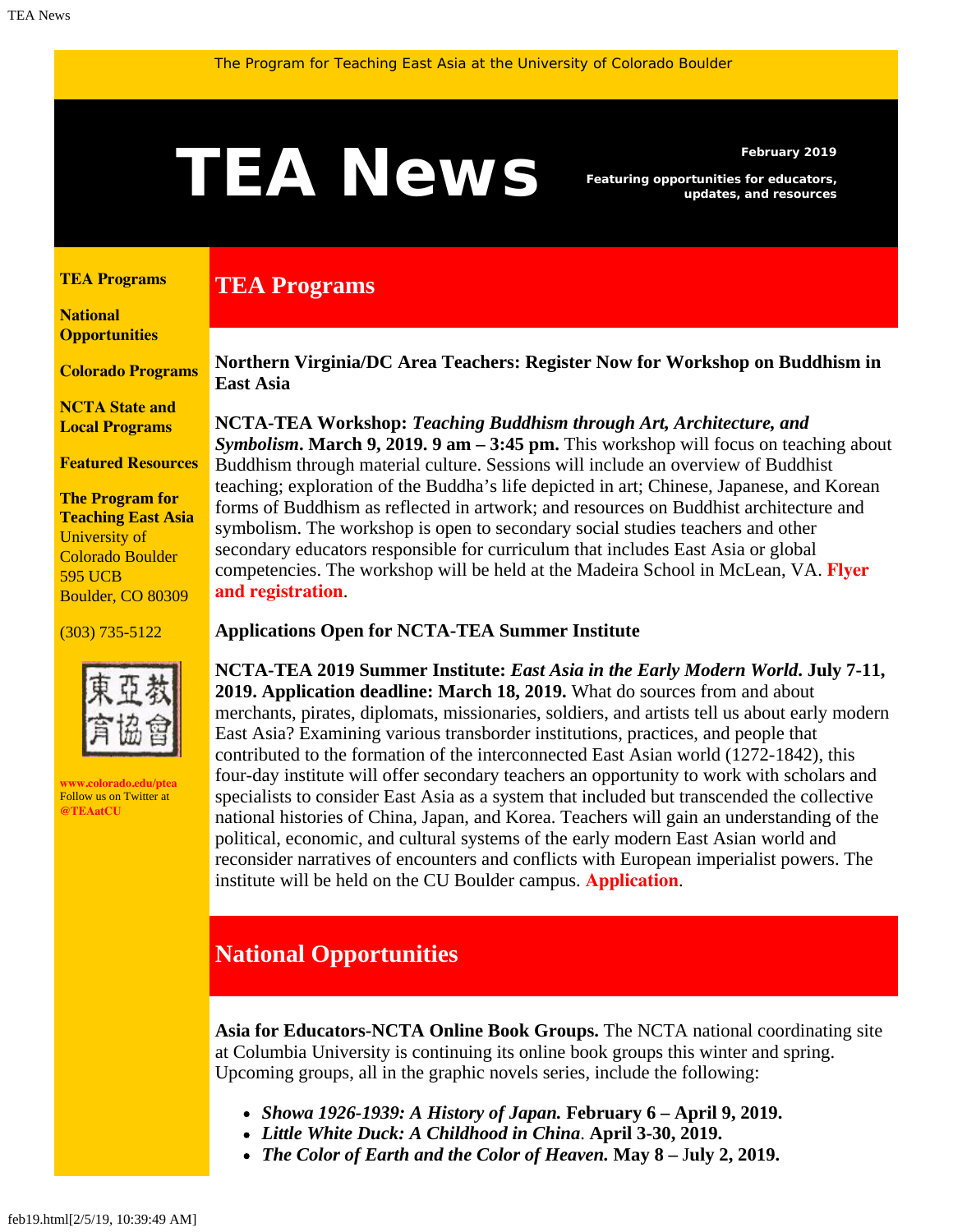The Program for Teaching East Asia at the University of Colorado Boulder

# TEA News

**February 2019**

**Featuring opportunities for educators, updates, and resources**

**TEA Programs**

**National Opportunities**

**Colorado Programs**

**NCTA State and Local Programs**

**Featured Resources**

**The Program for Teaching East Asia**
University of Colorado Boulder
595 UCB
Boulder, CO 80309

(303) 735-5122

www.colorado.edu/ptea
Follow us on Twitter at @TEAatCU

## TEA Programs

**Northern Virginia/DC Area Teachers: Register Now for Workshop on Buddhism in East Asia**

**NCTA-TEA Workshop:** ***Teaching Buddhism through Art, Architecture, and Symbolism*****. March 9, 2019. 9 am – 3:45 pm.** This workshop will focus on teaching about Buddhism through material culture. Sessions will include an overview of Buddhist teaching; exploration of the Buddha's life depicted in art; Chinese, Japanese, and Korean forms of Buddhism as reflected in artwork; and resources on Buddhist architecture and symbolism. The workshop is open to secondary social studies teachers and other secondary educators responsible for curriculum that includes East Asia or global competencies. The workshop will be held at the Madeira School in McLean, VA. **Flyer and registration**.

**Applications Open for NCTA-TEA Summer Institute**

**NCTA-TEA 2019 Summer Institute:** ***East Asia in the Early Modern World*****. July 7-11, 2019. Application deadline: March 18, 2019.** What do sources from and about merchants, pirates, diplomats, missionaries, soldiers, and artists tell us about early modern East Asia? Examining various transborder institutions, practices, and people that contributed to the formation of the interconnected East Asian world (1272-1842), this four-day institute will offer secondary teachers an opportunity to work with scholars and specialists to consider East Asia as a system that included but transcended the collective national histories of China, Japan, and Korea. Teachers will gain an understanding of the political, economic, and cultural systems of the early modern East Asian world and reconsider narratives of encounters and conflicts with European imperialist powers. The institute will be held on the CU Boulder campus. **Application**.

## National Opportunities

**Asia for Educators-NCTA Online Book Groups.** The NCTA national coordinating site at Columbia University is continuing its online book groups this winter and spring. Upcoming groups, all in the graphic novels series, include the following:

- ***Showa 1926-1939: A History of Japan.*** **February 6 – April 9, 2019.**
- ***Little White Duck: A Childhood in China*****. April 3-30, 2019.**
- ***The Color of Earth and the Color of Heaven.*** **May 8 – July 2, 2019.**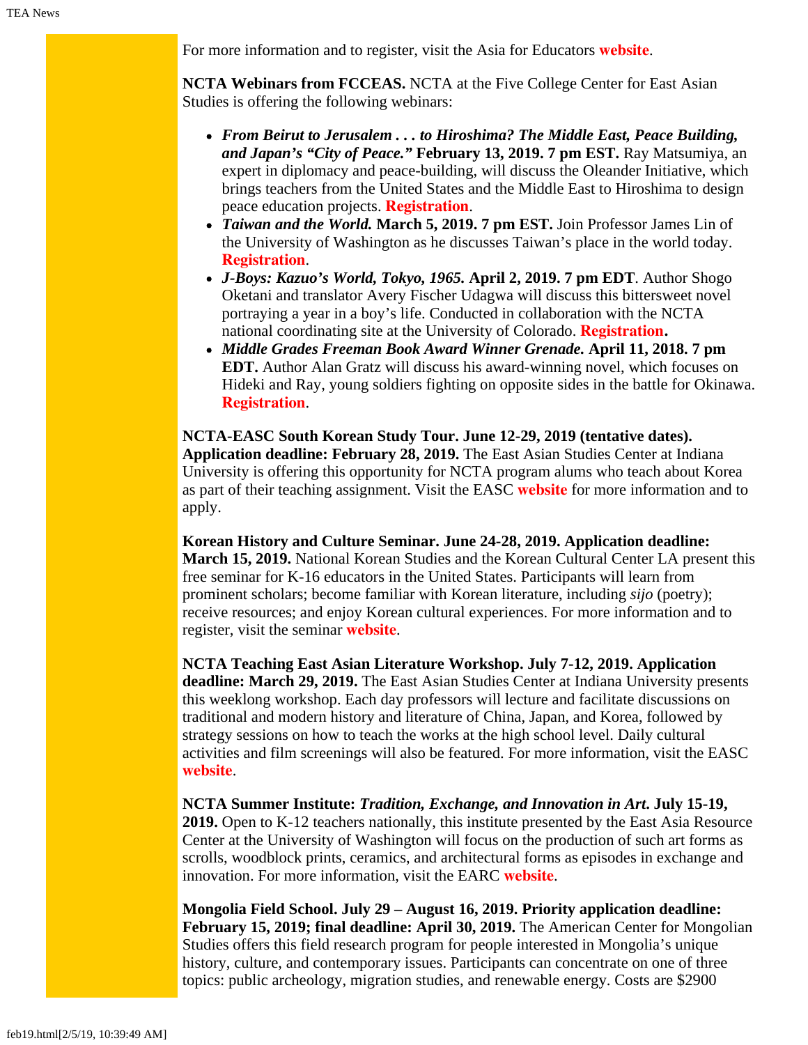For more information and to register, visit the Asia for Educators **website**.

**NCTA Webinars from FCCEAS.** NCTA at the Five College Center for East Asian Studies is offering the following webinars:

- ***From Beirut to Jerusalem . . . to Hiroshima? The Middle East, Peace Building, and Japan's "City of Peace."*** **February 13, 2019. 7 pm EST.** Ray Matsumiya, an expert in diplomacy and peace-building, will discuss the Oleander Initiative, which brings teachers from the United States and the Middle East to Hiroshima to design peace education projects. **Registration**.
- ***Taiwan and the World.*** **March 5, 2019. 7 pm EST.** Join Professor James Lin of the University of Washington as he discusses Taiwan's place in the world today. **Registration**.
- ***J-Boys: Kazuo's World, Tokyo, 1965.*** **April 2, 2019. 7 pm EDT**. Author Shogo Oketani and translator Avery Fischer Udagwa will discuss this bittersweet novel portraying a year in a boy's life. Conducted in collaboration with the NCTA national coordinating site at the University of Colorado. **Registration.**
- ***Middle Grades Freeman Book Award Winner Grenade.*** **April 11, 2018. 7 pm EDT.** Author Alan Gratz will discuss his award-winning novel, which focuses on Hideki and Ray, young soldiers fighting on opposite sides in the battle for Okinawa. **Registration**.

**NCTA-EASC South Korean Study Tour. June 12-29, 2019 (tentative dates). Application deadline: February 28, 2019.** The East Asian Studies Center at Indiana University is offering this opportunity for NCTA program alums who teach about Korea as part of their teaching assignment. Visit the EASC **website** for more information and to apply.

**Korean History and Culture Seminar. June 24-28, 2019. Application deadline: March 15, 2019.** National Korean Studies and the Korean Cultural Center LA present this free seminar for K-16 educators in the United States. Participants will learn from prominent scholars; become familiar with Korean literature, including *sijo* (poetry); receive resources; and enjoy Korean cultural experiences. For more information and to register, visit the seminar **website**.

**NCTA Teaching East Asian Literature Workshop. July 7-12, 2019. Application deadline: March 29, 2019.** The East Asian Studies Center at Indiana University presents this weeklong workshop. Each day professors will lecture and facilitate discussions on traditional and modern history and literature of China, Japan, and Korea, followed by strategy sessions on how to teach the works at the high school level. Daily cultural activities and film screenings will also be featured. For more information, visit the EASC **website**.

**NCTA Summer Institute: *Tradition, Exchange, and Innovation in Art*. July 15-19, 2019.** Open to K-12 teachers nationally, this institute presented by the East Asia Resource Center at the University of Washington will focus on the production of such art forms as scrolls, woodblock prints, ceramics, and architectural forms as episodes in exchange and innovation. For more information, visit the EARC **website**.

**Mongolia Field School. July 29 – August 16, 2019. Priority application deadline: February 15, 2019; final deadline: April 30, 2019.** The American Center for Mongolian Studies offers this field research program for people interested in Mongolia's unique history, culture, and contemporary issues. Participants can concentrate on one of three topics: public archeology, migration studies, and renewable energy. Costs are $2900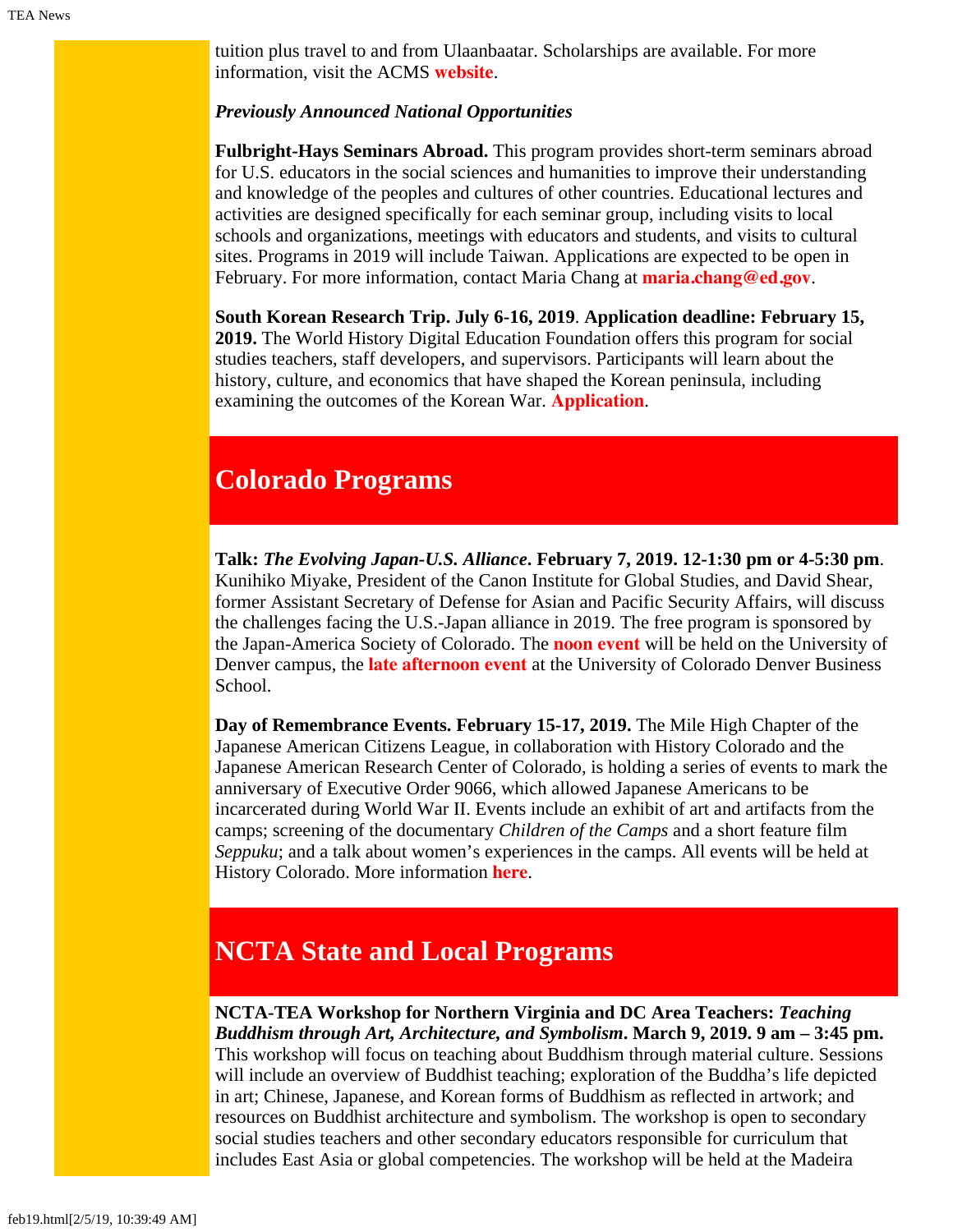tuition plus travel to and from Ulaanbaatar. Scholarships are available. For more information, visit the ACMS **website**.

***Previously Announced National Opportunities***

**Fulbright-Hays Seminars Abroad.** This program provides short-term seminars abroad for U.S. educators in the social sciences and humanities to improve their understanding and knowledge of the peoples and cultures of other countries. Educational lectures and activities are designed specifically for each seminar group, including visits to local schools and organizations, meetings with educators and students, and visits to cultural sites. Programs in 2019 will include Taiwan. Applications are expected to be open in February. For more information, contact Maria Chang at **maria.chang@ed.gov**.

**South Korean Research Trip. July 6-16, 2019**. **Application deadline: February 15, 2019.** The World History Digital Education Foundation offers this program for social studies teachers, staff developers, and supervisors. Participants will learn about the history, culture, and economics that have shaped the Korean peninsula, including examining the outcomes of the Korean War. **Application**.

## Colorado Programs

**Talk: *The Evolving Japan-U.S. Alliance*. February 7, 2019. 12-1:30 pm or 4-5:30 pm**. Kunihiko Miyake, President of the Canon Institute for Global Studies, and David Shear, former Assistant Secretary of Defense for Asian and Pacific Security Affairs, will discuss the challenges facing the U.S.-Japan alliance in 2019. The free program is sponsored by the Japan-America Society of Colorado. The **noon event** will be held on the University of Denver campus, the **late afternoon event** at the University of Colorado Denver Business School.

**Day of Remembrance Events. February 15-17, 2019.** The Mile High Chapter of the Japanese American Citizens League, in collaboration with History Colorado and the Japanese American Research Center of Colorado, is holding a series of events to mark the anniversary of Executive Order 9066, which allowed Japanese Americans to be incarcerated during World War II. Events include an exhibit of art and artifacts from the camps; screening of the documentary *Children of the Camps* and a short feature film *Seppuku*; and a talk about women's experiences in the camps. All events will be held at History Colorado. More information **here**.

## NCTA State and Local Programs

**NCTA-TEA Workshop for Northern Virginia and DC Area Teachers: *Teaching Buddhism through Art, Architecture, and Symbolism*. March 9, 2019. 9 am – 3:45 pm.** This workshop will focus on teaching about Buddhism through material culture. Sessions will include an overview of Buddhist teaching; exploration of the Buddha's life depicted in art; Chinese, Japanese, and Korean forms of Buddhism as reflected in artwork; and resources on Buddhist architecture and symbolism. The workshop is open to secondary social studies teachers and other secondary educators responsible for curriculum that includes East Asia or global competencies. The workshop will be held at the Madeira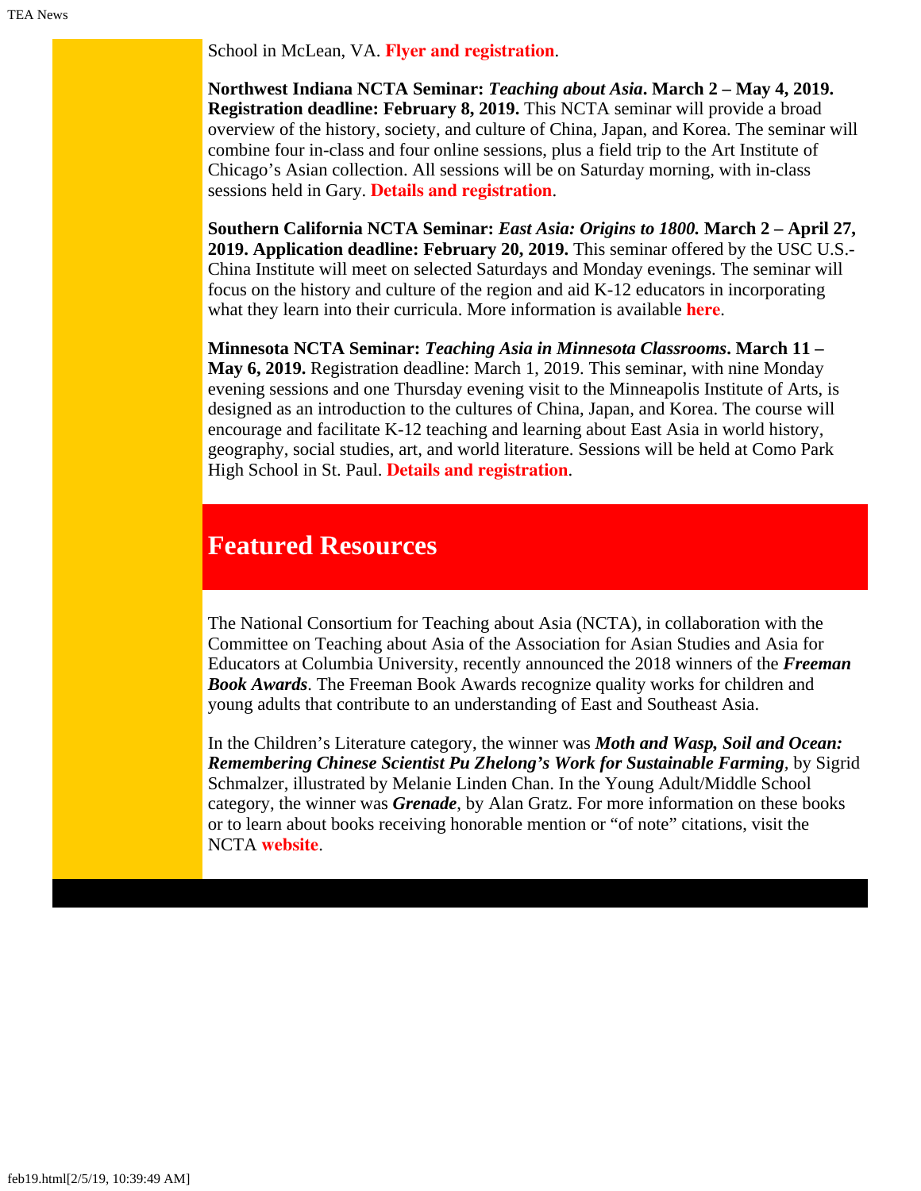School in McLean, VA. **Flyer and registration**.

**Northwest Indiana NCTA Seminar: *Teaching about Asia*. March 2 – May 4, 2019. Registration deadline: February 8, 2019.** This NCTA seminar will provide a broad overview of the history, society, and culture of China, Japan, and Korea. The seminar will combine four in-class and four online sessions, plus a field trip to the Art Institute of Chicago's Asian collection. All sessions will be on Saturday morning, with in-class sessions held in Gary. **Details and registration**.

**Southern California NCTA Seminar: *East Asia: Origins to 1800*. March 2 – April 27, 2019. Application deadline: February 20, 2019.** This seminar offered by the USC U.S.-China Institute will meet on selected Saturdays and Monday evenings. The seminar will focus on the history and culture of the region and aid K-12 educators in incorporating what they learn into their curricula. More information is available **here**.

**Minnesota NCTA Seminar: *Teaching Asia in Minnesota Classrooms*. March 11 – May 6, 2019.** Registration deadline: March 1, 2019. This seminar, with nine Monday evening sessions and one Thursday evening visit to the Minneapolis Institute of Arts, is designed as an introduction to the cultures of China, Japan, and Korea. The course will encourage and facilitate K-12 teaching and learning about East Asia in world history, geography, social studies, art, and world literature. Sessions will be held at Como Park High School in St. Paul. **Details and registration**.

## Featured Resources

The National Consortium for Teaching about Asia (NCTA), in collaboration with the Committee on Teaching about Asia of the Association for Asian Studies and Asia for Educators at Columbia University, recently announced the 2018 winners of the ***Freeman Book Awards***. The Freeman Book Awards recognize quality works for children and young adults that contribute to an understanding of East and Southeast Asia.

In the Children's Literature category, the winner was ***Moth and Wasp, Soil and Ocean: Remembering Chinese Scientist Pu Zhelong's Work for Sustainable Farming***, by Sigrid Schmalzer, illustrated by Melanie Linden Chan. In the Young Adult/Middle School category, the winner was ***Grenade***, by Alan Gratz. For more information on these books or to learn about books receiving honorable mention or "of note" citations, visit the NCTA **website**.